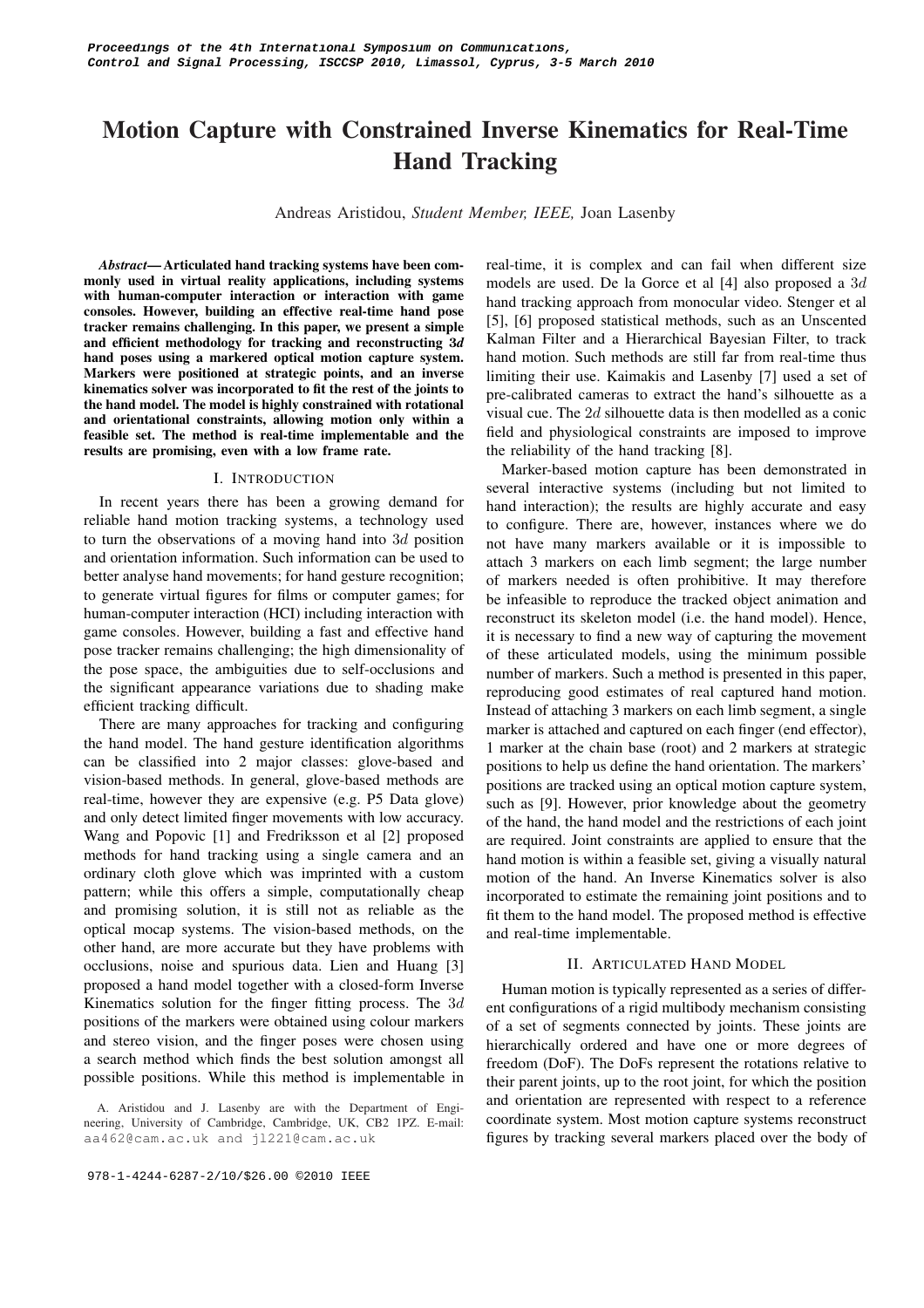# Motion Capture with Constrained Inverse Kinematics for Real-Time Hand Tracking

Andreas Aristidou, *Student Member, IEEE,* Joan Lasenby

***Abstract*— Articulated hand tracking systems have been commonly used in virtual reality applications, including systems with human-computer interaction or interaction with game consoles. However, building an effective real-time hand pose tracker remains challenging. In this paper, we present a simple and efficient methodology for tracking and reconstructing 3*d* hand poses using a markered optical motion capture system. Markers were positioned at strategic points, and an inverse kinematics solver was incorporated to fit the rest of the joints to the hand model. The model is highly constrained with rotational and orientational constraints, allowing motion only within a feasible set. The method is real-time implementable and the results are promising, even with a low frame rate.**

## I. Introduction

In recent years there has been a growing demand for reliable hand motion tracking systems, a technology used to turn the observations of a moving hand into $3d$ position and orientation information. Such information can be used to better analyse hand movements; for hand gesture recognition; to generate virtual figures for films or computer games; for human-computer interaction (HCI) including interaction with game consoles. However, building a fast and effective hand pose tracker remains challenging; the high dimensionality of the pose space, the ambiguities due to self-occlusions and the significant appearance variations due to shading make efficient tracking difficult.

There are many approaches for tracking and configuring the hand model. The hand gesture identification algorithms can be classified into 2 major classes: glove-based and vision-based methods. In general, glove-based methods are real-time, however they are expensive (e.g. P5 Data glove) and only detect limited finger movements with low accuracy. Wang and Popovic [1] and Fredriksson et al [2] proposed methods for hand tracking using a single camera and an ordinary cloth glove which was imprinted with a custom pattern; while this offers a simple, computationally cheap and promising solution, it is still not as reliable as the optical mocap systems. The vision-based methods, on the other hand, are more accurate but they have problems with occlusions, noise and spurious data. Lien and Huang [3] proposed a hand model together with a closed-form Inverse Kinematics solution for the finger fitting process. The $3d$ positions of the markers were obtained using colour markers and stereo vision, and the finger poses were chosen using a search method which finds the best solution amongst all possible positions. While this method is implementable in real-time, it is complex and can fail when different size models are used. De la Gorce et al [4] also proposed a $3d$ hand tracking approach from monocular video. Stenger et al [5], [6] proposed statistical methods, such as an Unscented Kalman Filter and a Hierarchical Bayesian Filter, to track hand motion. Such methods are still far from real-time thus limiting their use. Kaimakis and Lasenby [7] used a set of pre-calibrated cameras to extract the hand's silhouette as a visual cue. The $2d$ silhouette data is then modelled as a conic field and physiological constraints are imposed to improve the reliability of the hand tracking [8].

Marker-based motion capture has been demonstrated in several interactive systems (including but not limited to hand interaction); the results are highly accurate and easy to configure. There are, however, instances where we do not have many markers available or it is impossible to attach 3 markers on each limb segment; the large number of markers needed is often prohibitive. It may therefore be infeasible to reproduce the tracked object animation and reconstruct its skeleton model (i.e. the hand model). Hence, it is necessary to find a new way of capturing the movement of these articulated models, using the minimum possible number of markers. Such a method is presented in this paper, reproducing good estimates of real captured hand motion. Instead of attaching 3 markers on each limb segment, a single marker is attached and captured on each finger (end effector), 1 marker at the chain base (root) and 2 markers at strategic positions to help us define the hand orientation. The markers' positions are tracked using an optical motion capture system, such as [9]. However, prior knowledge about the geometry of the hand, the hand model and the restrictions of each joint are required. Joint constraints are applied to ensure that the hand motion is within a feasible set, giving a visually natural motion of the hand. An Inverse Kinematics solver is also incorporated to estimate the remaining joint positions and to fit them to the hand model. The proposed method is effective and real-time implementable.

## II. Articulated Hand Model

Human motion is typically represented as a series of different configurations of a rigid multibody mechanism consisting of a set of segments connected by joints. These joints are hierarchically ordered and have one or more degrees of freedom (DoF). The DoFs represent the rotations relative to their parent joints, up to the root joint, for which the position and orientation are represented with respect to a reference coordinate system. Most motion capture systems reconstruct figures by tracking several markers placed over the body of

A. Aristidou and J. Lasenby are with the Department of Engineering, University of Cambridge, Cambridge, UK, CB2 1PZ. E-mail: aa462@cam.ac.uk and jl221@cam.ac.uk

978-1-4244-6287-2/10/$26.00 ©2010 IEEE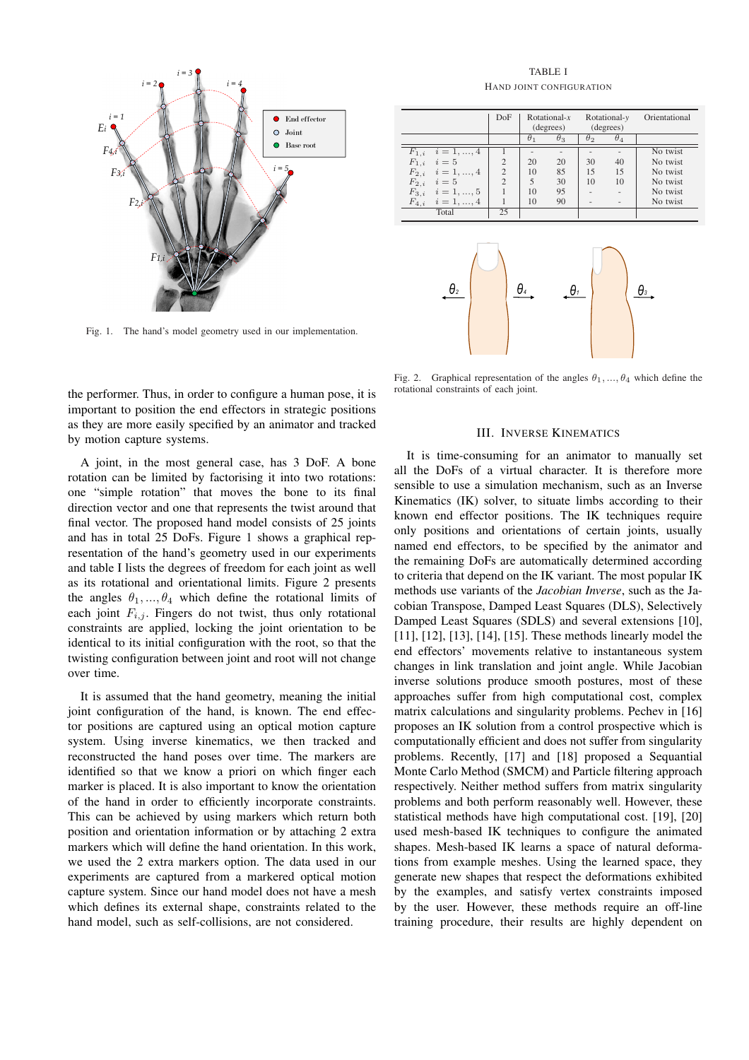Fig. 1. The hand's model geometry used in our implementation.

TABLE I
HAND JOINT CONFIGURATION

| | DoF | Rotational-$x$ (degrees) | | Rotational-$y$ (degrees) | | Orientational |
|---|---|---|---|---|---|---|
| | | $\theta_1$ | $\theta_3$ | $\theta_2$ | $\theta_4$ | |
| $F_{1,i}$ $i = 1, \ldots, 4$ | 1 | - | - | - | - | No twist |
| $F_{1,i}$ $i = 5$ | 2 | 20 | 20 | 30 | 40 | No twist |
| $F_{2,i}$ $i = 1, \ldots, 4$ | 2 | 10 | 85 | 15 | 15 | No twist |
| $F_{2,i}$ $i = 5$ | 2 | 5 | 30 | 10 | 10 | No twist |
| $F_{3,i}$ $i = 1, \ldots, 5$ | 1 | 10 | 95 | - | - | No twist |
| $F_{4,i}$ $i = 1, \ldots, 4$ | 1 | 10 | 90 | - | - | No twist |
| Total | 25 | | | | | |

Fig. 2. Graphical representation of the angles $\theta_1, \ldots, \theta_4$ which define the rotational constraints of each joint.

the performer. Thus, in order to configure a human pose, it is important to position the end effectors in strategic positions as they are more easily specified by an animator and tracked by motion capture systems.

A joint, in the most general case, has 3 DoF. A bone rotation can be limited by factorising it into two rotations: one "simple rotation" that moves the bone to its final direction vector and one that represents the twist around that final vector. The proposed hand model consists of 25 joints and has in total 25 DoFs. Figure 1 shows a graphical representation of the hand's geometry used in our experiments and table I lists the degrees of freedom for each joint as well as its rotational and orientational limits. Figure 2 presents the angles $\theta_1, \ldots, \theta_4$ which define the rotational limits of each joint $F_{i,j}$. Fingers do not twist, thus only rotational constraints are applied, locking the joint orientation to be identical to its initial configuration with the root, so that the twisting configuration between joint and root will not change over time.

It is assumed that the hand geometry, meaning the initial joint configuration of the hand, is known. The end effector positions are captured using an optical motion capture system. Using inverse kinematics, we then tracked and reconstructed the hand poses over time. The markers are identified so that we know a priori on which finger each marker is placed. It is also important to know the orientation of the hand in order to efficiently incorporate constraints. This can be achieved by using markers which return both position and orientation information or by attaching 2 extra markers which will define the hand orientation. In this work, we used the 2 extra markers option. The data used in our experiments are captured from a markered optical motion capture system. Since our hand model does not have a mesh which defines its external shape, constraints related to the hand model, such as self-collisions, are not considered.

## III. Inverse Kinematics

It is time-consuming for an animator to manually set all the DoFs of a virtual character. It is therefore more sensible to use a simulation mechanism, such as an Inverse Kinematics (IK) solver, to situate limbs according to their known end effector positions. The IK techniques require only positions and orientations of certain joints, usually named end effectors, to be specified by the animator and the remaining DoFs are automatically determined according to criteria that depend on the IK variant. The most popular IK methods use variants of the *Jacobian Inverse*, such as the Jacobian Transpose, Damped Least Squares (DLS), Selectively Damped Least Squares (SDLS) and several extensions [10], [11], [12], [13], [14], [15]. These methods linearly model the end effectors' movements relative to instantaneous system changes in link translation and joint angle. While Jacobian inverse solutions produce smooth postures, most of these approaches suffer from high computational cost, complex matrix calculations and singularity problems. Pechev in [16] proposes an IK solution from a control prospective which is computationally efficient and does not suffer from singularity problems. Recently, [17] and [18] proposed a Sequential Monte Carlo Method (SMCM) and Particle filtering approach respectively. Neither method suffers from matrix singularity problems and both perform reasonably well. However, these statistical methods have high computational cost. [19], [20] used mesh-based IK techniques to configure the animated shapes. Mesh-based IK learns a space of natural deformations from example meshes. Using the learned space, they generate new shapes that respect the deformations exhibited by the examples, and satisfy vertex constraints imposed by the user. However, these methods require an off-line training procedure, their results are highly dependent on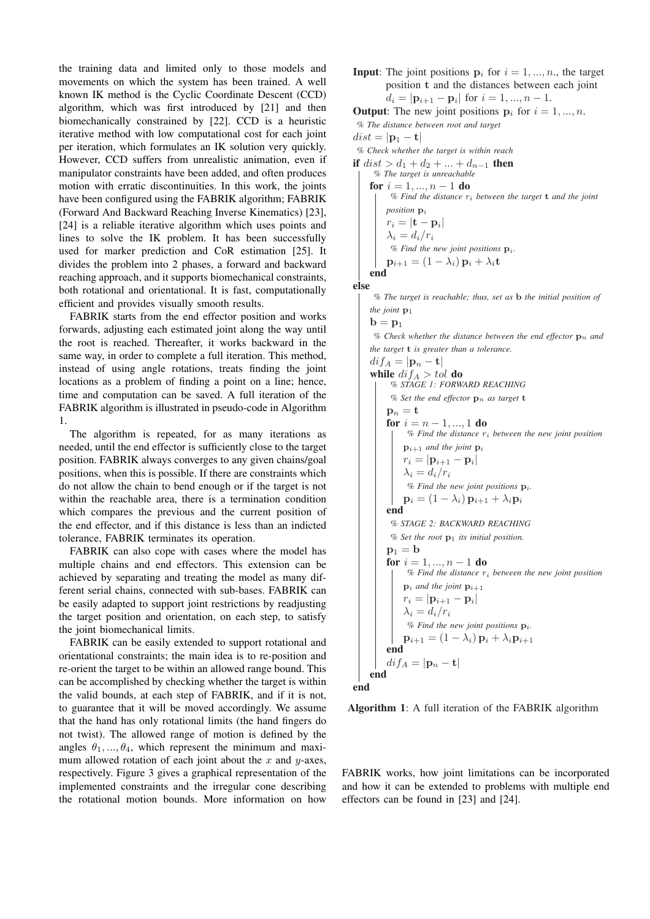the training data and limited only to those models and movements on which the system has been trained. A well known IK method is the Cyclic Coordinate Descent (CCD) algorithm, which was first introduced by [21] and then biomechanically constrained by [22]. CCD is a heuristic iterative method with low computational cost for each joint per iteration, which formulates an IK solution very quickly. However, CCD suffers from unrealistic animation, even if manipulator constraints have been added, and often produces motion with erratic discontinuities. In this work, the joints have been configured using the FABRIK algorithm; FABRIK (Forward And Backward Reaching Inverse Kinematics) [23], [24] is a reliable iterative algorithm which uses points and lines to solve the IK problem. It has been successfully used for marker prediction and CoR estimation [25]. It divides the problem into 2 phases, a forward and backward reaching approach, and it supports biomechanical constraints, both rotational and orientational. It is fast, computationally efficient and provides visually smooth results.

FABRIK starts from the end effector position and works forwards, adjusting each estimated joint along the way until the root is reached. Thereafter, it works backward in the same way, in order to complete a full iteration. This method, instead of using angle rotations, treats finding the joint locations as a problem of finding a point on a line; hence, time and computation can be saved. A full iteration of the FABRIK algorithm is illustrated in pseudo-code in Algorithm 1.

The algorithm is repeated, for as many iterations as needed, until the end effector is sufficiently close to the target position. FABRIK always converges to any given chains/goal positions, when this is possible. If there are constraints which do not allow the chain to bend enough or if the target is not within the reachable area, there is a termination condition which compares the previous and the current position of the end effector, and if this distance is less than an indicted tolerance, FABRIK terminates its operation.

FABRIK can also cope with cases where the model has multiple chains and end effectors. This extension can be achieved by separating and treating the model as many different serial chains, connected with sub-bases. FABRIK can be easily adapted to support joint restrictions by readjusting the target position and orientation, on each step, to satisfy the joint biomechanical limits.

FABRIK can be easily extended to support rotational and orientational constraints; the main idea is to re-position and re-orient the target to be within an allowed range bound. This can be accomplished by checking whether the target is within the valid bounds, at each step of FABRIK, and if it is not, to guarantee that it will be moved accordingly. We assume that the hand has only rotational limits (the hand fingers do not twist). The allowed range of motion is defined by the angles $\theta_1, ..., \theta_4$, which represent the minimum and maximum allowed rotation of each joint about the $x$ and $y$-axes, respectively. Figure 3 gives a graphical representation of the implemented constraints and the irregular cone describing the rotational motion bounds. More information on how FABRIK works, how joint limitations can be incorporated and how it can be extended to problems with multiple end effectors can be found in [23] and [24].

**Input**: The joint positions $\mathbf{p}_i$ for $i = 1, ..., n$., the target position $\mathbf{t}$ and the distances between each joint $d_i = |\mathbf{p}_{i+1} - \mathbf{p}_i|$ for $i = 1, ..., n-1$.
**Output**: The new joint positions $\mathbf{p}_i$ for $i = 1, ..., n$.

```
% The distance between root and target
dist = |p_1 − t|
% Check whether the target is within reach
if dist > d_1 + d_2 + ... + d_{n−1} then
    % The target is unreachable
    for i = 1, ..., n − 1 do
        % Find the distance r_i between the target t and the joint position p_i
        r_i = |t − p_i|
        λ_i = d_i / r_i
        % Find the new joint positions p_i.
        p_{i+1} = (1 − λ_i) p_i + λ_i t
    end
else
    % The target is reachable; thus, set as b the initial position of the joint p_1
    b = p_1
    % Check whether the distance between the end effector p_n and the target t is greater than a tolerance.
    difA = |p_n − t|
    while difA > tol do
        % STAGE 1: FORWARD REACHING
        % Set the end effector p_n as target t
        p_n = t
        for i = n − 1, ..., 1 do
            % Find the distance r_i between the new joint position p_{i+1} and the joint p_i
            r_i = |p_{i+1} − p_i|
            λ_i = d_i / r_i
            % Find the new joint positions p_i.
            p_i = (1 − λ_i) p_{i+1} + λ_i p_i
        end
        % STAGE 2: BACKWARD REACHING
        % Set the root p_1 its initial position.
        p_1 = b
        for i = 1, ..., n − 1 do
            % Find the distance r_i between the new joint position p_i and the joint p_{i+1}
            r_i = |p_{i+1} − p_i|
            λ_i = d_i / r_i
            % Find the new joint positions p_i.
            p_{i+1} = (1 − λ_i) p_i + λ_i p_{i+1}
        end
        difA = |p_n − t|
    end
end
```

**Algorithm 1**: A full iteration of the FABRIK algorithm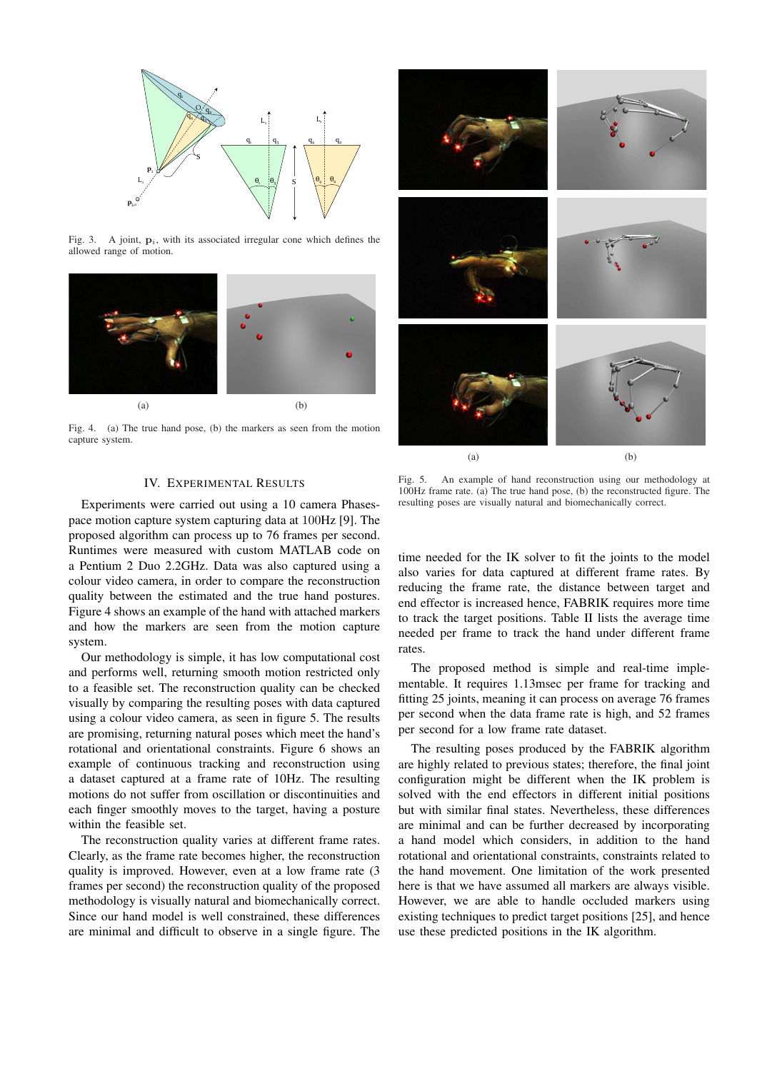Fig. 3. A joint, $\mathbf{p}_i$, with its associated irregular cone which defines the allowed range of motion.

Fig. 4. (a) The true hand pose, (b) the markers as seen from the motion capture system.

Fig. 5. An example of hand reconstruction using our methodology at 100Hz frame rate. (a) The true hand pose, (b) the reconstructed figure. The resulting poses are visually natural and biomechanically correct.

## IV. Experimental Results

Experiments were carried out using a 10 camera Phasespace motion capture system capturing data at 100Hz [9]. The proposed algorithm can process up to 76 frames per second. Runtimes were measured with custom MATLAB code on a Pentium 2 Duo 2.2GHz. Data was also captured using a colour video camera, in order to compare the reconstruction quality between the estimated and the true hand postures. Figure 4 shows an example of the hand with attached markers and how the markers are seen from the motion capture system.

Our methodology is simple, it has low computational cost and performs well, returning smooth motion restricted only to a feasible set. The reconstruction quality can be checked visually by comparing the resulting poses with data captured using a colour video camera, as seen in figure 5. The results are promising, returning natural poses which meet the hand's rotational and orientational constraints. Figure 6 shows an example of continuous tracking and reconstruction using a dataset captured at a frame rate of 10Hz. The resulting motions do not suffer from oscillation or discontinuities and each finger smoothly moves to the target, having a posture within the feasible set.

The reconstruction quality varies at different frame rates. Clearly, as the frame rate becomes higher, the reconstruction quality is improved. However, even at a low frame rate (3 frames per second) the reconstruction quality of the proposed methodology is visually natural and biomechanically correct. Since our hand model is well constrained, these differences are minimal and difficult to observe in a single figure. The time needed for the IK solver to fit the joints to the model also varies for data captured at different frame rates. By reducing the frame rate, the distance between target and end effector is increased hence, FABRIK requires more time to track the target positions. Table II lists the average time needed per frame to track the hand under different frame rates.

The proposed method is simple and real-time implementable. It requires 1.13msec per frame for tracking and fitting 25 joints, meaning it can process on average 76 frames per second when the data frame rate is high, and 52 frames per second for a low frame rate dataset.

The resulting poses produced by the FABRIK algorithm are highly related to previous states; therefore, the final joint configuration might be different when the IK problem is solved with the end effectors in different initial positions but with similar final states. Nevertheless, these differences are minimal and can be further decreased by incorporating a hand model which considers, in addition to the hand rotational and orientational constraints, constraints related to the hand movement. One limitation of the work presented here is that we have assumed all markers are always visible. However, we are able to handle occluded markers using existing techniques to predict target positions [25], and hence use these predicted positions in the IK algorithm.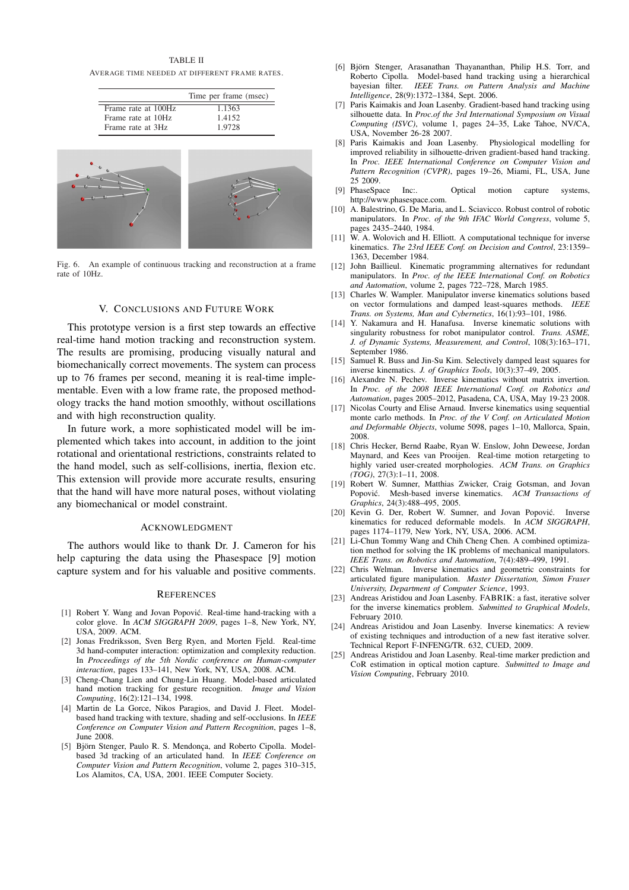TABLE II

AVERAGE TIME NEEDED AT DIFFERENT FRAME RATES.

| | Time per frame (msec) |
|---|---|
| Frame rate at 100Hz | 1.1363 |
| Frame rate at 10Hz | 1.4152 |
| Frame rate at 3Hz | 1.9728 |

Fig. 6. An example of continuous tracking and reconstruction at a frame rate of 10Hz.

## V. CONCLUSIONS AND FUTURE WORK

This prototype version is a first step towards an effective real-time hand motion tracking and reconstruction system. The results are promising, producing visually natural and biomechanically correct movements. The system can process up to 76 frames per second, meaning it is real-time implementable. Even with a low frame rate, the proposed methodology tracks the hand motion smoothly, without oscillations and with high reconstruction quality.

In future work, a more sophisticated model will be implemented which takes into account, in addition to the joint rotational and orientational restrictions, constraints related to the hand model, such as self-collisions, inertia, flexion etc. This extension will provide more accurate results, ensuring that the hand will have more natural poses, without violating any biomechanical or model constraint.

## ACKNOWLEDGMENT

The authors would like to thank Dr. J. Cameron for his help capturing the data using the Phasespace [9] motion capture system and for his valuable and positive comments.

## REFERENCES

[1] Robert Y. Wang and Jovan Popović. Real-time hand-tracking with a color glove. In *ACM SIGGRAPH 2009*, pages 1–8, New York, NY, USA, 2009. ACM.

[2] Jonas Fredriksson, Sven Berg Ryen, and Morten Fjeld. Real-time 3d hand-computer interaction: optimization and complexity reduction. In *Proceedings of the 5th Nordic conference on Human-computer interaction*, pages 133–141, New York, NY, USA, 2008. ACM.

[3] Cheng-Chang Lien and Chung-Lin Huang. Model-based articulated hand motion tracking for gesture recognition. *Image and Vision Computing*, 16(2):121–134, 1998.

[4] Martin de La Gorce, Nikos Paragios, and David J. Fleet. Model-based hand tracking with texture, shading and self-occlusions. In *IEEE Conference on Computer Vision and Pattern Recognition*, pages 1–8, June 2008.

[5] Björn Stenger, Paulo R. S. Mendonça, and Roberto Cipolla. Model-based 3d tracking of an articulated hand. In *IEEE Conference on Computer Vision and Pattern Recognition*, volume 2, pages 310–315, Los Alamitos, CA, USA, 2001. IEEE Computer Society.

[6] Björn Stenger, Arasanathan Thayananthan, Philip H.S. Torr, and Roberto Cipolla. Model-based hand tracking using a hierarchical bayesian filter. *IEEE Trans. on Pattern Analysis and Machine Intelligence*, 28(9):1372–1384, Sept. 2006.

[7] Paris Kaimakis and Joan Lasenby. Gradient-based hand tracking using silhouette data. In *Proc.of the 3rd International Symposium on Visual Computing (ISVC)*, volume 1, pages 24–35, Lake Tahoe, NV/CA, USA, November 26-28 2007.

[8] Paris Kaimakis and Joan Lasenby. Physiological modelling for improved reliability in silhouette-driven gradient-based hand tracking. In *Proc. IEEE International Conference on Computer Vision and Pattern Recognition (CVPR)*, pages 19–26, Miami, FL, USA, June 25 2009.

[9] PhaseSpace Inc:. Optical motion capture systems, http://www.phasespace.com.

[10] A. Balestrino, G. De Maria, and L. Sciavicco. Robust control of robotic manipulators. In *Proc. of the 9th IFAC World Congress*, volume 5, pages 2435–2440, 1984.

[11] W. A. Wolovich and H. Elliott. A computational technique for inverse kinematics. *The 23rd IEEE Conf. on Decision and Control*, 23:1359–1363, December 1984.

[12] John Baillieul. Kinematic programming alternatives for redundant manipulators. In *Proc. of the IEEE International Conf. on Robotics and Automation*, volume 2, pages 722–728, March 1985.

[13] Charles W. Wampler. Manipulator inverse kinematics solutions based on vector formulations and damped least-squares methods. *IEEE Trans. on Systems, Man and Cybernetics*, 16(1):93–101, 1986.

[14] Y. Nakamura and H. Hanafusa. Inverse kinematic solutions with singularity robustness for robot manipulator control. *Trans. ASME, J. of Dynamic Systems, Measurement, and Control*, 108(3):163–171, September 1986.

[15] Samuel R. Buss and Jin-Su Kim. Selectively damped least squares for inverse kinematics. *J. of Graphics Tools*, 10(3):37–49, 2005.

[16] Alexandre N. Pechev. Inverse kinematics without matrix invertion. In *Proc. of the 2008 IEEE International Conf. on Robotics and Automation*, pages 2005–2012, Pasadena, CA, USA, May 19-23 2008.

[17] Nicolas Courty and Elise Arnaud. Inverse kinematics using sequential monte carlo methods. In *Proc. of the V Conf. on Articulated Motion and Deformable Objects*, volume 5098, pages 1–10, Mallorca, Spain, 2008.

[18] Chris Hecker, Bernd Raabe, Ryan W. Enslow, John Deweese, Jordan Maynard, and Kees van Prooijen. Real-time motion retargeting to highly varied user-created morphologies. *ACM Trans. on Graphics (TOG)*, 27(3):1–11, 2008.

[19] Robert W. Sumner, Matthias Zwicker, Craig Gotsman, and Jovan Popović. Mesh-based inverse kinematics. *ACM Transactions of Graphics*, 24(3):488–495, 2005.

[20] Kevin G. Der, Robert W. Sumner, and Jovan Popović. Inverse kinematics for reduced deformable models. In *ACM SIGGRAPH*, pages 1174–1179, New York, NY, USA, 2006. ACM.

[21] Li-Chun Tommy Wang and Chih Cheng Chen. A combined optimization method for solving the IK problems of mechanical manipulators. *IEEE Trans. on Robotics and Automation*, 7(4):489–499, 1991.

[22] Chris Welman. Inverse kinematics and geometric constraints for articulated figure manipulation. *Master Dissertation, Simon Fraser University, Department of Computer Science*, 1993.

[23] Andreas Aristidou and Joan Lasenby. FABRIK: a fast, iterative solver for the inverse kinematics problem. *Submitted to Graphical Models*, February 2010.

[24] Andreas Aristidou and Joan Lasenby. Inverse kinematics: A review of existing techniques and introduction of a new fast iterative solver. Technical Report F-INFENG/TR. 632, CUED, 2009.

[25] Andreas Aristidou and Joan Lasenby. Real-time marker prediction and CoR estimation in optical motion capture. *Submitted to Image and Vision Computing*, February 2010.